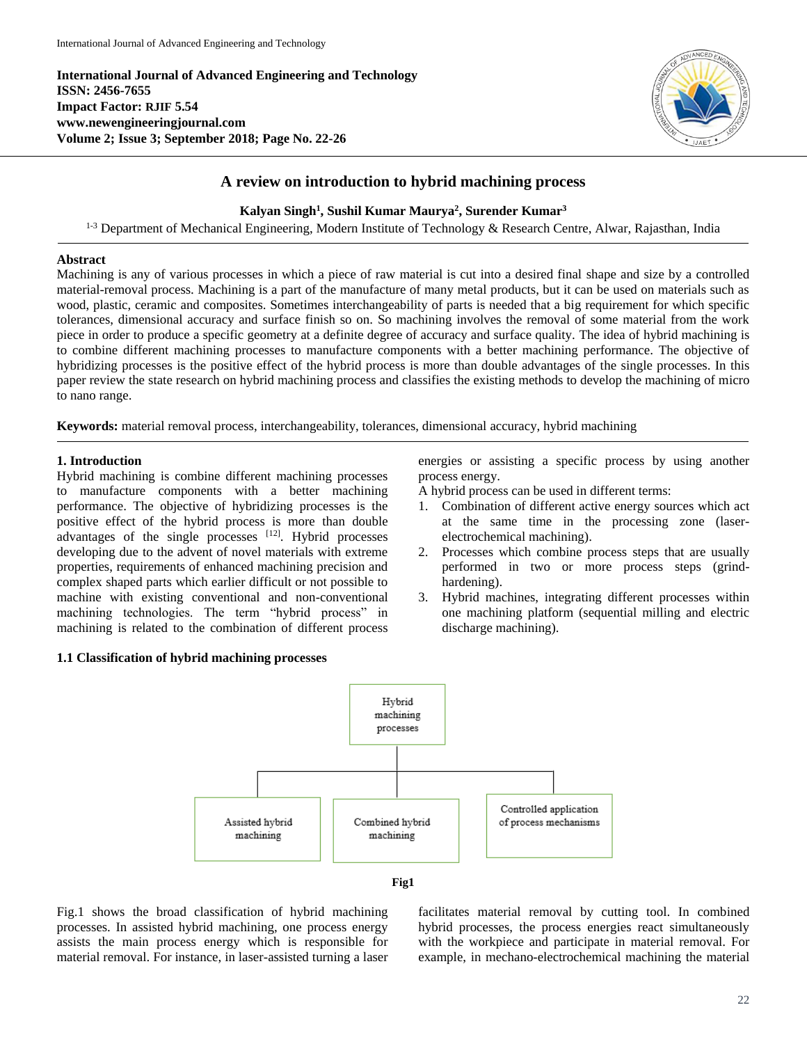International Journal of Advanced Engineering and Technology
ISSN: 2456-7655
Impact Factor: RJIF 5.54
www.newengineeringjournal.com
Volume 2; Issue 3; September 2018; Page No. 22-26

# A review on introduction to hybrid machining process

**Kalyan Singh[1], Sushil Kumar Maurya[2], Surender Kumar[3]**

[1-3] Department of Mechanical Engineering, Modern Institute of Technology & Research Centre, Alwar, Rajasthan, India

## Abstract

Machining is any of various processes in which a piece of raw material is cut into a desired final shape and size by a controlled material-removal process. Machining is a part of the manufacture of many metal products, but it can be used on materials such as wood, plastic, ceramic and composites. Sometimes interchangeability of parts is needed that a big requirement for which specific tolerances, dimensional accuracy and surface finish so on. So machining involves the removal of some material from the work piece in order to produce a specific geometry at a definite degree of accuracy and surface quality. The idea of hybrid machining is to combine different machining processes to manufacture components with a better machining performance. The objective of hybridizing processes is the positive effect of the hybrid process is more than double advantages of the single processes. In this paper review the state research on hybrid machining process and classifies the existing methods to develop the machining of micro to nano range.

**Keywords:** material removal process, interchangeability, tolerances, dimensional accuracy, hybrid machining

## 1. Introduction

Hybrid machining is combine different machining processes to manufacture components with a better machining performance. The objective of hybridizing processes is the positive effect of the hybrid process is more than double advantages of the single processes [12]. Hybrid processes developing due to the advent of novel materials with extreme properties, requirements of enhanced machining precision and complex shaped parts which earlier difficult or not possible to machine with existing conventional and non-conventional machining technologies. The term "hybrid process" in machining is related to the combination of different process energies or assisting a specific process by using another process energy.

A hybrid process can be used in different terms:

1. Combination of different active energy sources which act at the same time in the processing zone (laser-electrochemical machining).
2. Processes which combine process steps that are usually performed in two or more process steps (grind-hardening).
3. Hybrid machines, integrating different processes within one machining platform (sequential milling and electric discharge machining).

### 1.1 Classification of hybrid machining processes

Hybrid machining processes
- Assisted hybrid machining
- Combined hybrid machining
- Controlled application of process mechanisms

Fig1

Fig.1 shows the broad classification of hybrid machining processes. In assisted hybrid machining, one process energy assists the main process energy which is responsible for material removal. For instance, in laser-assisted turning a laser facilitates material removal by cutting tool. In combined hybrid processes, the process energies react simultaneously with the workpiece and participate in material removal. For example, in mechano-electrochemical machining the material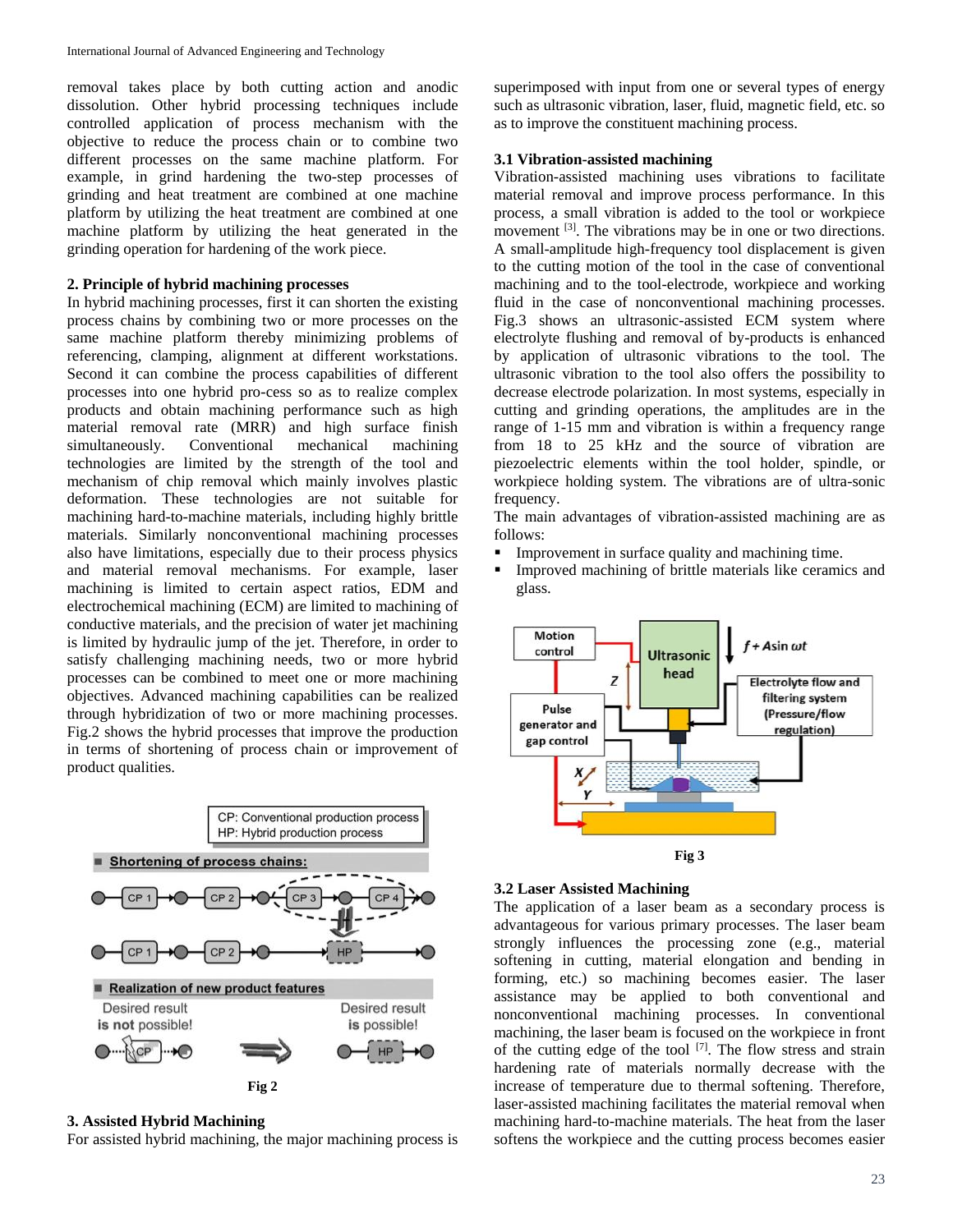removal takes place by both cutting action and anodic dissolution. Other hybrid processing techniques include controlled application of process mechanism with the objective to reduce the process chain or to combine two different processes on the same machine platform. For example, in grind hardening the two-step processes of grinding and heat treatment are combined at one machine platform by utilizing the heat treatment are combined at one machine platform by utilizing the heat generated in the grinding operation for hardening of the work piece.

## 2. Principle of hybrid machining processes

In hybrid machining processes, first it can shorten the existing process chains by combining two or more processes on the same machine platform thereby minimizing problems of referencing, clamping, alignment at different workstations. Second it can combine the process capabilities of different processes into one hybrid pro-cess so as to realize complex products and obtain machining performance such as high material removal rate (MRR) and high surface finish simultaneously. Conventional mechanical machining technologies are limited by the strength of the tool and mechanism of chip removal which mainly involves plastic deformation. These technologies are not suitable for machining hard-to-machine materials, including highly brittle materials. Similarly nonconventional machining processes also have limitations, especially due to their process physics and material removal mechanisms. For example, laser machining is limited to certain aspect ratios, EDM and electrochemical machining (ECM) are limited to machining of conductive materials, and the precision of water jet machining is limited by hydraulic jump of the jet. Therefore, in order to satisfy challenging machining needs, two or more hybrid processes can be combined to meet one or more machining objectives. Advanced machining capabilities can be realized through hybridization of two or more machining processes. Fig.2 shows the hybrid processes that improve the production in terms of shortening of process chain or improvement of product qualities.

Fig 2

## 3. Assisted Hybrid Machining

For assisted hybrid machining, the major machining process is superimposed with input from one or several types of energy such as ultrasonic vibration, laser, fluid, magnetic field, etc. so as to improve the constituent machining process.

### 3.1 Vibration-assisted machining

Vibration-assisted machining uses vibrations to facilitate material removal and improve process performance. In this process, a small vibration is added to the tool or workpiece movement [3]. The vibrations may be in one or two directions. A small-amplitude high-frequency tool displacement is given to the cutting motion of the tool in the case of conventional machining and to the tool-electrode, workpiece and working fluid in the case of nonconventional machining processes. Fig.3 shows an ultrasonic-assisted ECM system where electrolyte flushing and removal of by-products is enhanced by application of ultrasonic vibrations to the tool. The ultrasonic vibration to the tool also offers the possibility to decrease electrode polarization. In most systems, especially in cutting and grinding operations, the amplitudes are in the range of 1-15 mm and vibration is within a frequency range from 18 to 25 kHz and the source of vibration are piezoelectric elements within the tool holder, spindle, or workpiece holding system. The vibrations are of ultra-sonic frequency.

The main advantages of vibration-assisted machining are as follows:

- Improvement in surface quality and machining time.
- Improved machining of brittle materials like ceramics and glass.

Fig 3

### 3.2 Laser Assisted Machining

The application of a laser beam as a secondary process is advantageous for various primary processes. The laser beam strongly influences the processing zone (e.g., material softening in cutting, material elongation and bending in forming, etc.) so machining becomes easier. The laser assistance may be applied to both conventional and nonconventional machining processes. In conventional machining, the laser beam is focused on the workpiece in front of the cutting edge of the tool [7]. The flow stress and strain hardening rate of materials normally decrease with the increase of temperature due to thermal softening. Therefore, laser-assisted machining facilitates the material removal when machining hard-to-machine materials. The heat from the laser softens the workpiece and the cutting process becomes easier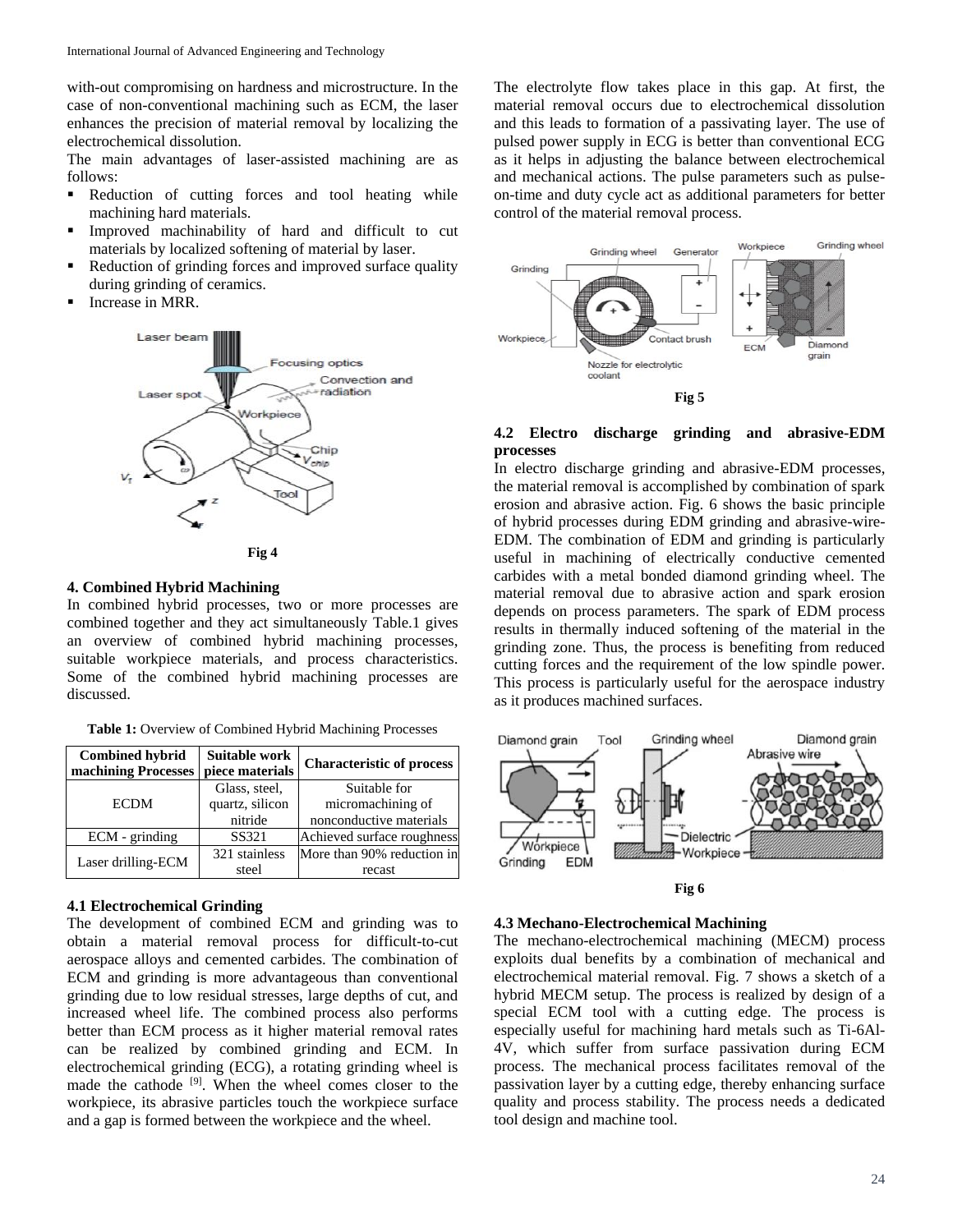with-out compromising on hardness and microstructure. In the case of non-conventional machining such as ECM, the laser enhances the precision of material removal by localizing the electrochemical dissolution.

The main advantages of laser-assisted machining are as follows:

- Reduction of cutting forces and tool heating while machining hard materials.
- Improved machinability of hard and difficult to cut materials by localized softening of material by laser.
- Reduction of grinding forces and improved surface quality during grinding of ceramics.
- Increase in MRR.

Fig 4

## 4. Combined Hybrid Machining

In combined hybrid processes, two or more processes are combined together and they act simultaneously Table.1 gives an overview of combined hybrid machining processes, suitable workpiece materials, and process characteristics. Some of the combined hybrid machining processes are discussed.

**Table 1:** Overview of Combined Hybrid Machining Processes

| Combined hybrid machining Processes | Suitable work piece materials | Characteristic of process |
|---|---|---|
| ECDM | Glass, steel, quartz, silicon nitride | Suitable for micromachining of nonconductive materials |
| ECM - grinding | SS321 | Achieved surface roughness |
| Laser drilling-ECM | 321 stainless steel | More than 90% reduction in recast |

### 4.1 Electrochemical Grinding

The development of combined ECM and grinding was to obtain a material removal process for difficult-to-cut aerospace alloys and cemented carbides. The combination of ECM and grinding is more advantageous than conventional grinding due to low residual stresses, large depths of cut, and increased wheel life. The combined process also performs better than ECM process as it higher material removal rates can be realized by combined grinding and ECM. In electrochemical grinding (ECG), a rotating grinding wheel is made the cathode [9]. When the wheel comes closer to the workpiece, its abrasive particles touch the workpiece surface and a gap is formed between the workpiece and the wheel. The electrolyte flow takes place in this gap. At first, the material removal occurs due to electrochemical dissolution and this leads to formation of a passivating layer. The use of pulsed power supply in ECG is better than conventional ECG as it helps in adjusting the balance between electrochemical and mechanical actions. The pulse parameters such as pulse-on-time and duty cycle act as additional parameters for better control of the material removal process.

Fig 5

### 4.2 Electro discharge grinding and abrasive-EDM processes

In electro discharge grinding and abrasive-EDM processes, the material removal is accomplished by combination of spark erosion and abrasive action. Fig. 6 shows the basic principle of hybrid processes during EDM grinding and abrasive-wire-EDM. The combination of EDM and grinding is particularly useful in machining of electrically conductive cemented carbides with a metal bonded diamond grinding wheel. The material removal due to abrasive action and spark erosion depends on process parameters. The spark of EDM process results in thermally induced softening of the material in the grinding zone. Thus, the process is benefiting from reduced cutting forces and the requirement of the low spindle power. This process is particularly useful for the aerospace industry as it produces machined surfaces.

Fig 6

### 4.3 Mechano-Electrochemical Machining

The mechano-electrochemical machining (MECM) process exploits dual benefits by a combination of mechanical and electrochemical material removal. Fig. 7 shows a sketch of a hybrid MECM setup. The process is realized by design of a special ECM tool with a cutting edge. The process is especially useful for machining hard metals such as Ti-6Al-4V, which suffer from surface passivation during ECM process. The mechanical process facilitates removal of the passivation layer by a cutting edge, thereby enhancing surface quality and process stability. The process needs a dedicated tool design and machine tool.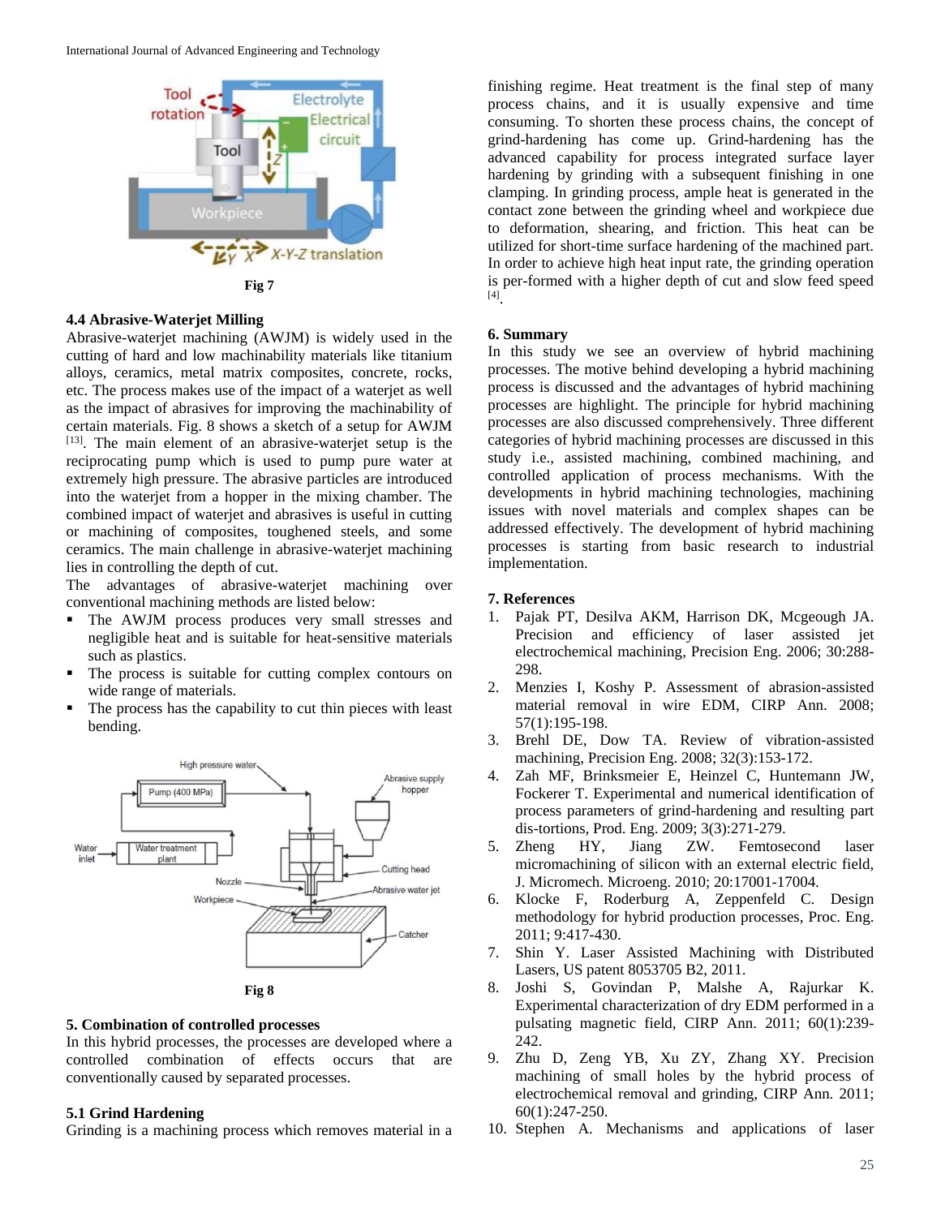Fig 7

### 4.4 Abrasive-Waterjet Milling

Abrasive-waterjet machining (AWJM) is widely used in the cutting of hard and low machinability materials like titanium alloys, ceramics, metal matrix composites, concrete, rocks, etc. The process makes use of the impact of a waterjet as well as the impact of abrasives for improving the machinability of certain materials. Fig. 8 shows a sketch of a setup for AWJM [13]. The main element of an abrasive-waterjet setup is the reciprocating pump which is used to pump pure water at extremely high pressure. The abrasive particles are introduced into the waterjet from a hopper in the mixing chamber. The combined impact of waterjet and abrasives is useful in cutting or machining of composites, toughened steels, and some ceramics. The main challenge in abrasive-waterjet machining lies in controlling the depth of cut.

The advantages of abrasive-waterjet machining over conventional machining methods are listed below:

- The AWJM process produces very small stresses and negligible heat and is suitable for heat-sensitive materials such as plastics.
- The process is suitable for cutting complex contours on wide range of materials.
- The process has the capability to cut thin pieces with least bending.

Fig 8

## 5. Combination of controlled processes

In this hybrid processes, the processes are developed where a controlled combination of effects occurs that are conventionally caused by separated processes.

### 5.1 Grind Hardening

Grinding is a machining process which removes material in a finishing regime. Heat treatment is the final step of many process chains, and it is usually expensive and time consuming. To shorten these process chains, the concept of grind-hardening has come up. Grind-hardening has the advanced capability for process integrated surface layer hardening by grinding with a subsequent finishing in one clamping. In grinding process, ample heat is generated in the contact zone between the grinding wheel and workpiece due to deformation, shearing, and friction. This heat can be utilized for short-time surface hardening of the machined part. In order to achieve high heat input rate, the grinding operation is per-formed with a higher depth of cut and slow feed speed [4].

## 6. Summary

In this study we see an overview of hybrid machining processes. The motive behind developing a hybrid machining process is discussed and the advantages of hybrid machining processes are highlight. The principle for hybrid machining processes are also discussed comprehensively. Three different categories of hybrid machining processes are discussed in this study i.e., assisted machining, combined machining, and controlled application of process mechanisms. With the developments in hybrid machining technologies, machining issues with novel materials and complex shapes can be addressed effectively. The development of hybrid machining processes is starting from basic research to industrial implementation.

## 7. References

1. Pajak PT, Desilva AKM, Harrison DK, Mcgeough JA. Precision and efficiency of laser assisted jet electrochemical machining, Precision Eng. 2006; 30:288-298.
2. Menzies I, Koshy P. Assessment of abrasion-assisted material removal in wire EDM, CIRP Ann. 2008; 57(1):195-198.
3. Brehl DE, Dow TA. Review of vibration-assisted machining, Precision Eng. 2008; 32(3):153-172.
4. Zah MF, Brinksmeier E, Heinzel C, Huntemann JW, Fockerer T. Experimental and numerical identification of process parameters of grind-hardening and resulting part dis-tortions, Prod. Eng. 2009; 3(3):271-279.
5. Zheng HY, Jiang ZW. Femtosecond laser micromachining of silicon with an external electric field, J. Micromech. Microeng. 2010; 20:17001-17004.
6. Klocke F, Roderburg A, Zeppenfeld C. Design methodology for hybrid production processes, Proc. Eng. 2011; 9:417-430.
7. Shin Y. Laser Assisted Machining with Distributed Lasers, US patent 8053705 B2, 2011.
8. Joshi S, Govindan P, Malshe A, Rajurkar K. Experimental characterization of dry EDM performed in a pulsating magnetic field, CIRP Ann. 2011; 60(1):239-242.
9. Zhu D, Zeng YB, Xu ZY, Zhang XY. Precision machining of small holes by the hybrid process of electrochemical removal and grinding, CIRP Ann. 2011; 60(1):247-250.
10. Stephen A. Mechanisms and applications of laser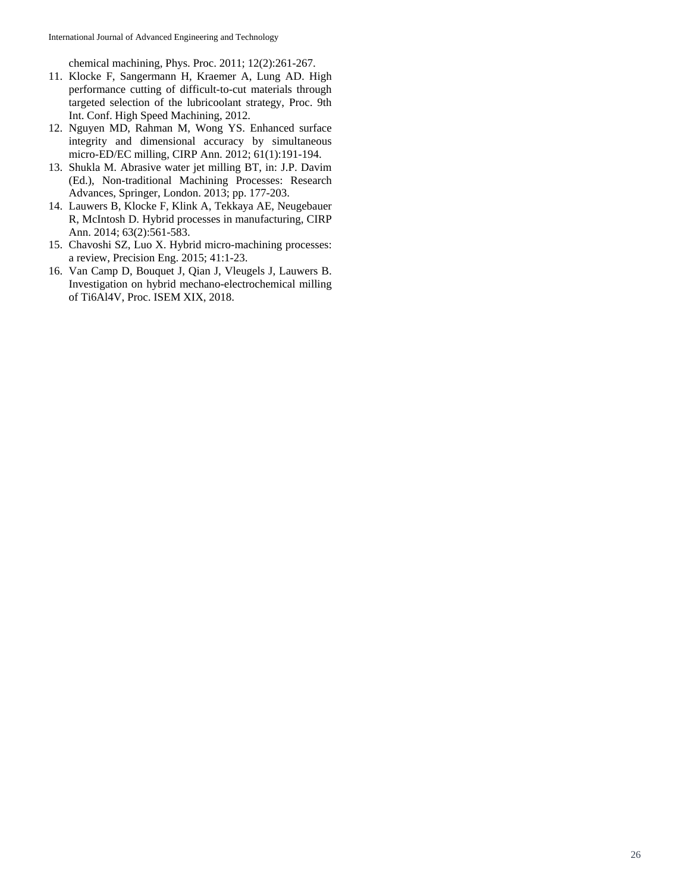chemical machining, Phys. Proc. 2011; 12(2):261-267.

11. Klocke F, Sangermann H, Kraemer A, Lung AD. High performance cutting of difficult-to-cut materials through targeted selection of the lubricoolant strategy, Proc. 9th Int. Conf. High Speed Machining, 2012.
12. Nguyen MD, Rahman M, Wong YS. Enhanced surface integrity and dimensional accuracy by simultaneous micro-ED/EC milling, CIRP Ann. 2012; 61(1):191-194.
13. Shukla M. Abrasive water jet milling BT, in: J.P. Davim (Ed.), Non-traditional Machining Processes: Research Advances, Springer, London. 2013; pp. 177-203.
14. Lauwers B, Klocke F, Klink A, Tekkaya AE, Neugebauer R, McIntosh D. Hybrid processes in manufacturing, CIRP Ann. 2014; 63(2):561-583.
15. Chavoshi SZ, Luo X. Hybrid micro-machining processes: a review, Precision Eng. 2015; 41:1-23.
16. Van Camp D, Bouquet J, Qian J, Vleugels J, Lauwers B. Investigation on hybrid mechano-electrochemical milling of Ti6Al4V, Proc. ISEM XIX, 2018.